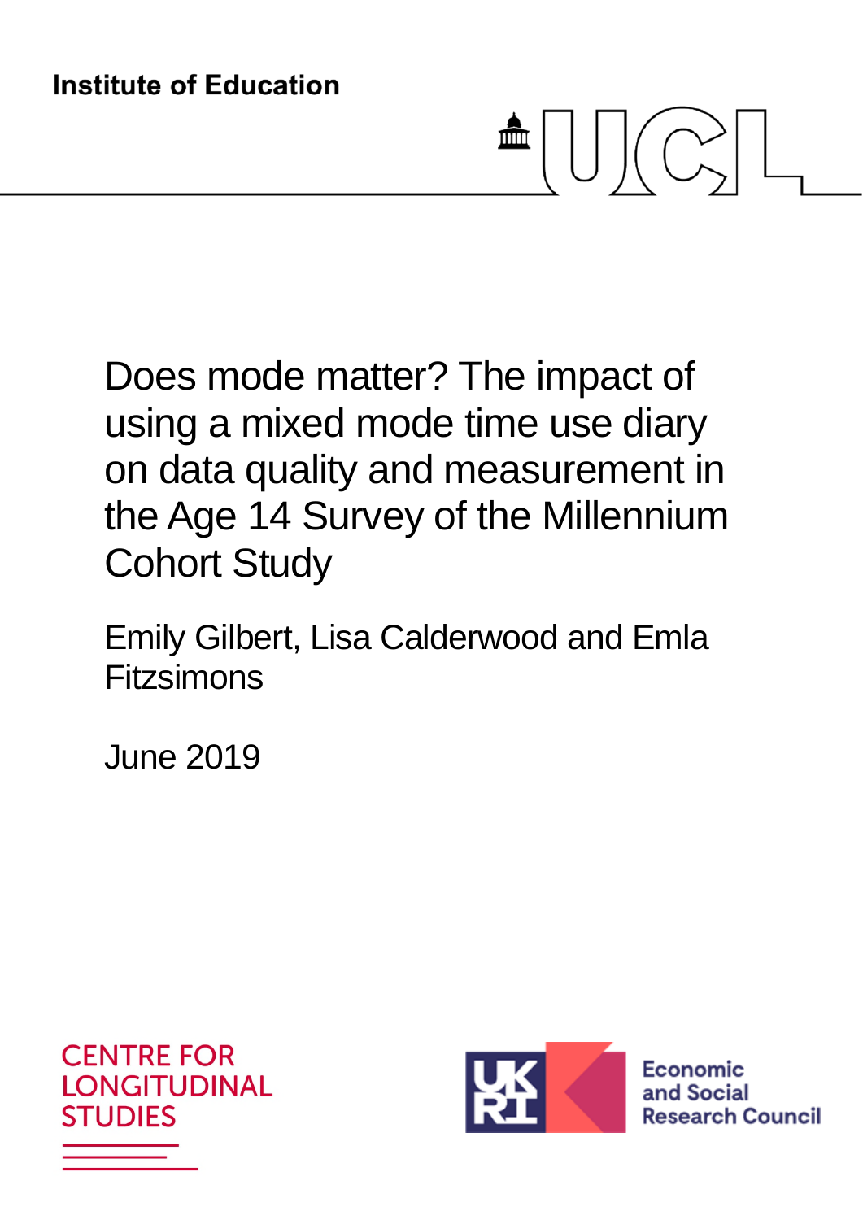Institute of Education

# Does mode matter? The impact of using a mixed mode time use diary on data quality and measurement in the Age 14 Survey of the Millennium Cohort Study

Emily Gilbert, Lisa Calderwood and Emla Fitzsimons

June 2019

CENTRE FOR LONGITUDINAL STUDIES

Economic and Social Research Council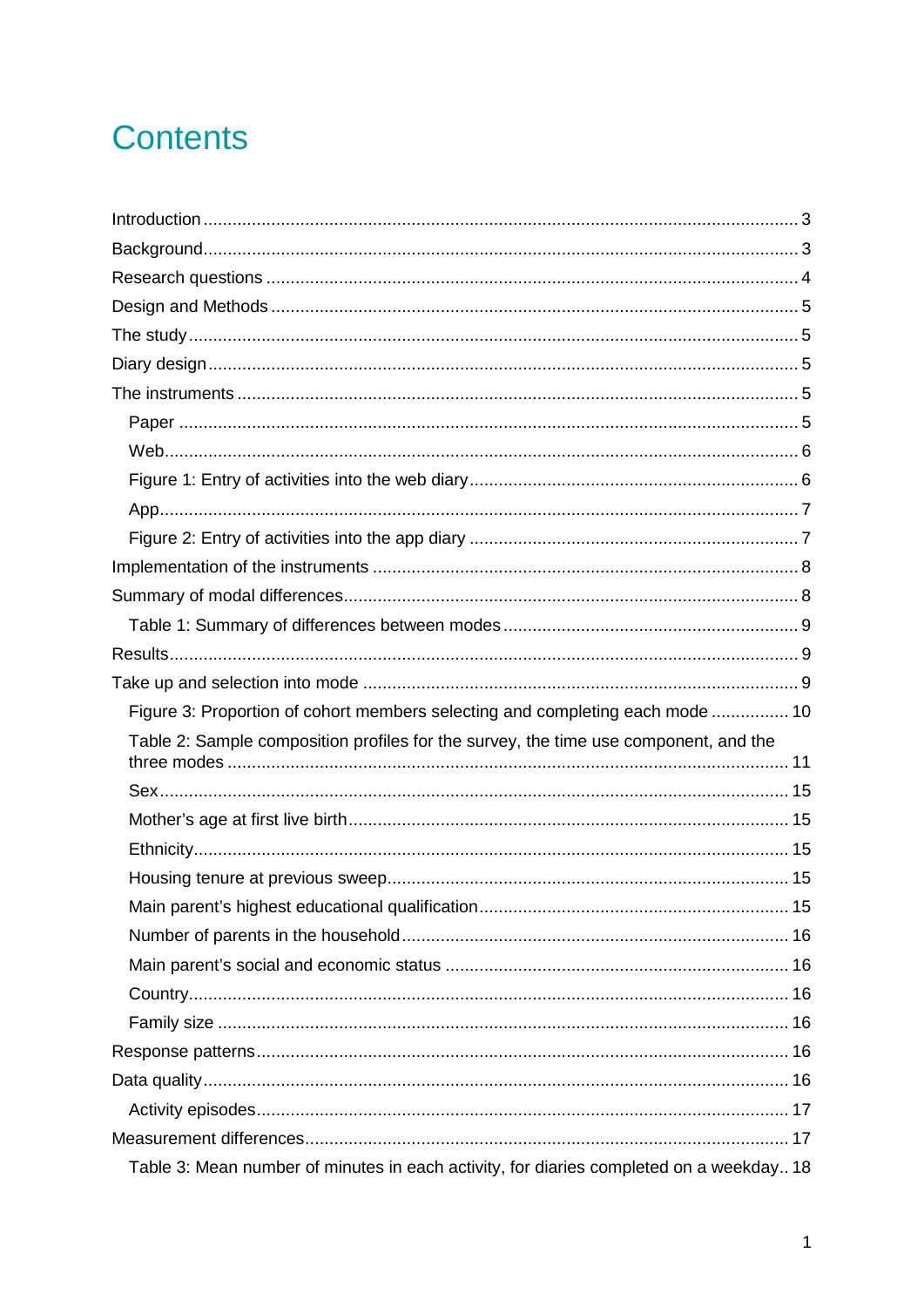# Contents

Introduction ........................................................................................................................ 3
Background........................................................................................................................ 3
Research questions ........................................................................................................... 4
Design and Methods .......................................................................................................... 5
The study ........................................................................................................................... 5
Diary design ....................................................................................................................... 5
The instruments ................................................................................................................. 5
  Paper ............................................................................................................................... 5
  Web.................................................................................................................................. 6
  Figure 1: Entry of activities into the web diary .................................................................. 6
  App.................................................................................................................................... 7
  Figure 2: Entry of activities into the app diary .................................................................. 7
Implementation of the instruments ..................................................................................... 8
Summary of modal differences............................................................................................ 8
  Table 1: Summary of differences between modes ............................................................ 9
Results................................................................................................................................. 9
Take up and selection into mode ......................................................................................... 9
  Figure 3: Proportion of cohort members selecting and completing each mode ................ 10
  Table 2: Sample composition profiles for the survey, the time use component, and the three modes ................................................................................................................... 11
  Sex.................................................................................................................................. 15
  Mother's age at first live birth.......................................................................................... 15
  Ethnicity........................................................................................................................... 15
  Housing tenure at previous sweep.................................................................................. 15
  Main parent's highest educational qualification............................................................... 15
  Number of parents in the household................................................................................ 16
  Main parent's social and economic status ...................................................................... 16
  Country............................................................................................................................ 16
  Family size ...................................................................................................................... 16
Response patterns............................................................................................................. 16
Data quality........................................................................................................................ 16
  Activity episodes............................................................................................................. 17
Measurement differences................................................................................................... 17
  Table 3: Mean number of minutes in each activity, for diaries completed on a weekday.. 18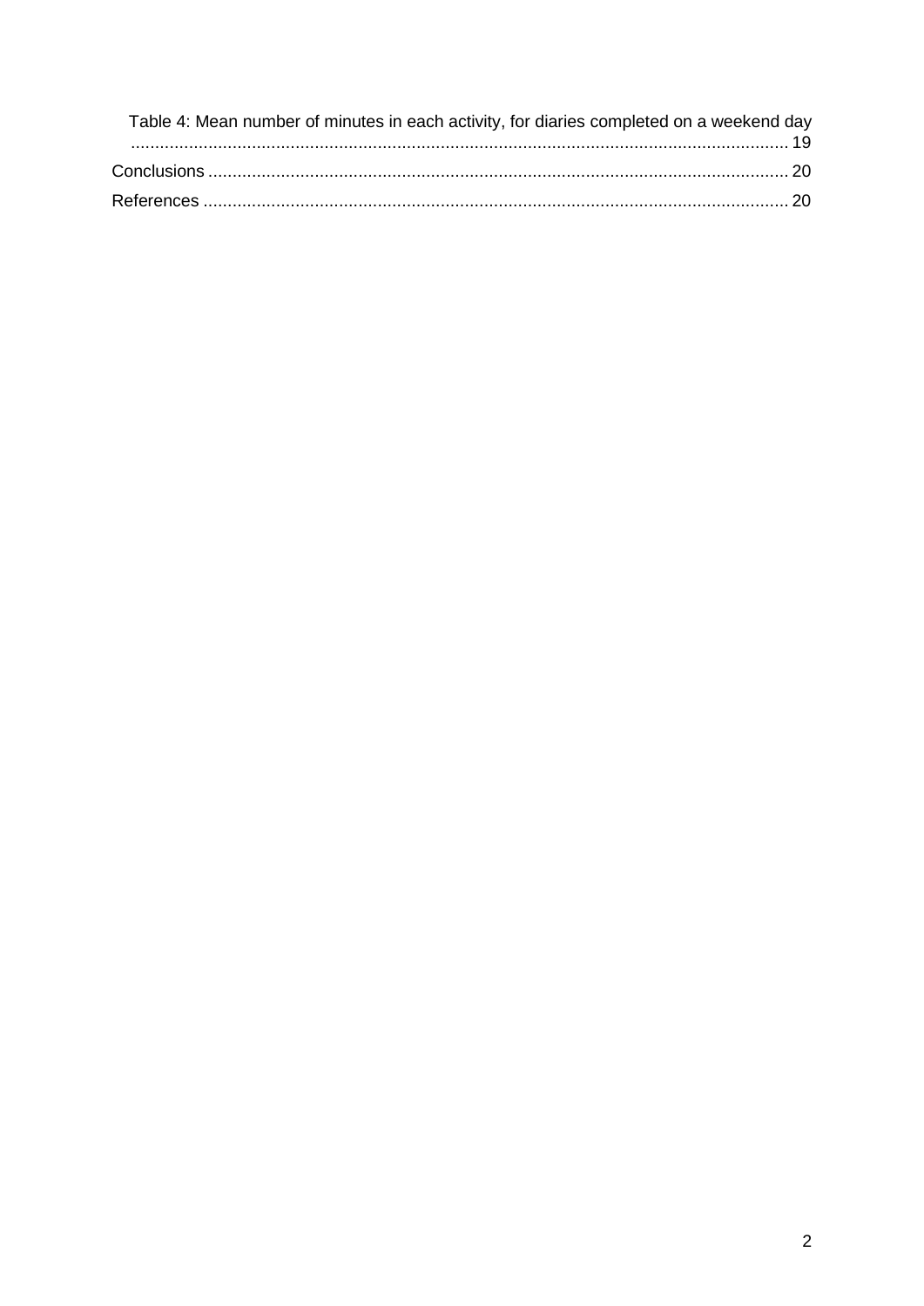Table 4: Mean number of minutes in each activity, for diaries completed on a weekend day ........................................................................................................................................ 19

Conclusions ........................................................................................................................ 20

References .......................................................................................................................... 20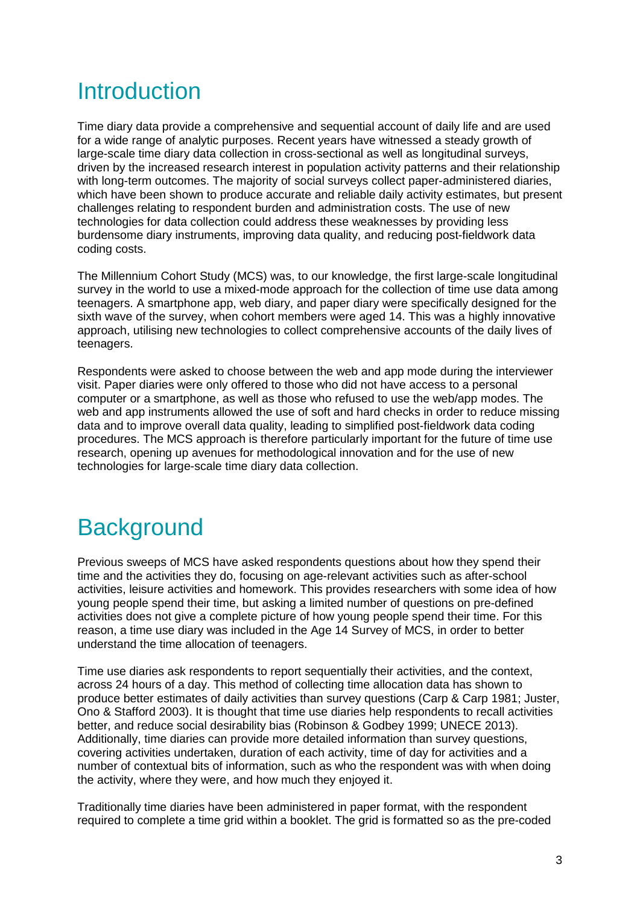# Introduction

Time diary data provide a comprehensive and sequential account of daily life and are used for a wide range of analytic purposes. Recent years have witnessed a steady growth of large-scale time diary data collection in cross-sectional as well as longitudinal surveys, driven by the increased research interest in population activity patterns and their relationship with long-term outcomes. The majority of social surveys collect paper-administered diaries, which have been shown to produce accurate and reliable daily activity estimates, but present challenges relating to respondent burden and administration costs. The use of new technologies for data collection could address these weaknesses by providing less burdensome diary instruments, improving data quality, and reducing post-fieldwork data coding costs.

The Millennium Cohort Study (MCS) was, to our knowledge, the first large-scale longitudinal survey in the world to use a mixed-mode approach for the collection of time use data among teenagers. A smartphone app, web diary, and paper diary were specifically designed for the sixth wave of the survey, when cohort members were aged 14. This was a highly innovative approach, utilising new technologies to collect comprehensive accounts of the daily lives of teenagers.

Respondents were asked to choose between the web and app mode during the interviewer visit. Paper diaries were only offered to those who did not have access to a personal computer or a smartphone, as well as those who refused to use the web/app modes. The web and app instruments allowed the use of soft and hard checks in order to reduce missing data and to improve overall data quality, leading to simplified post-fieldwork data coding procedures. The MCS approach is therefore particularly important for the future of time use research, opening up avenues for methodological innovation and for the use of new technologies for large-scale time diary data collection.

# Background

Previous sweeps of MCS have asked respondents questions about how they spend their time and the activities they do, focusing on age-relevant activities such as after-school activities, leisure activities and homework. This provides researchers with some idea of how young people spend their time, but asking a limited number of questions on pre-defined activities does not give a complete picture of how young people spend their time. For this reason, a time use diary was included in the Age 14 Survey of MCS, in order to better understand the time allocation of teenagers.

Time use diaries ask respondents to report sequentially their activities, and the context, across 24 hours of a day. This method of collecting time allocation data has shown to produce better estimates of daily activities than survey questions (Carp & Carp 1981; Juster, Ono & Stafford 2003). It is thought that time use diaries help respondents to recall activities better, and reduce social desirability bias (Robinson & Godbey 1999; UNECE 2013). Additionally, time diaries can provide more detailed information than survey questions, covering activities undertaken, duration of each activity, time of day for activities and a number of contextual bits of information, such as who the respondent was with when doing the activity, where they were, and how much they enjoyed it.

Traditionally time diaries have been administered in paper format, with the respondent required to complete a time grid within a booklet. The grid is formatted so as the pre-coded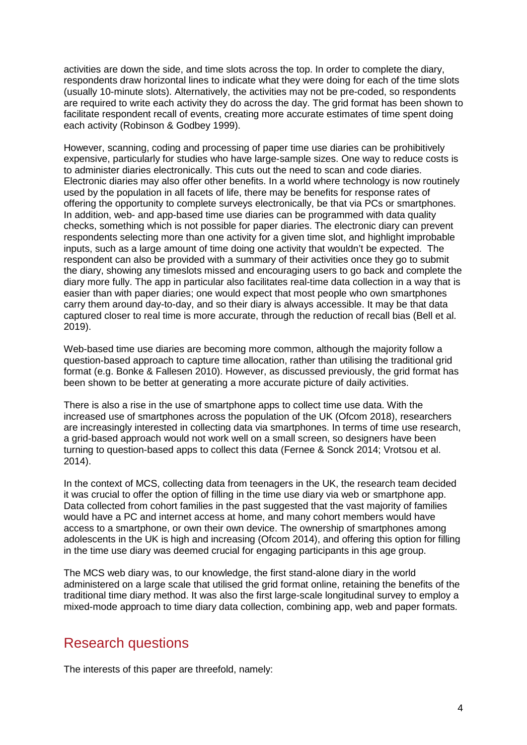activities are down the side, and time slots across the top. In order to complete the diary, respondents draw horizontal lines to indicate what they were doing for each of the time slots (usually 10-minute slots). Alternatively, the activities may not be pre-coded, so respondents are required to write each activity they do across the day. The grid format has been shown to facilitate respondent recall of events, creating more accurate estimates of time spent doing each activity (Robinson & Godbey 1999).

However, scanning, coding and processing of paper time use diaries can be prohibitively expensive, particularly for studies who have large-sample sizes. One way to reduce costs is to administer diaries electronically. This cuts out the need to scan and code diaries. Electronic diaries may also offer other benefits. In a world where technology is now routinely used by the population in all facets of life, there may be benefits for response rates of offering the opportunity to complete surveys electronically, be that via PCs or smartphones. In addition, web- and app-based time use diaries can be programmed with data quality checks, something which is not possible for paper diaries. The electronic diary can prevent respondents selecting more than one activity for a given time slot, and highlight improbable inputs, such as a large amount of time doing one activity that wouldn't be expected. The respondent can also be provided with a summary of their activities once they go to submit the diary, showing any timeslots missed and encouraging users to go back and complete the diary more fully. The app in particular also facilitates real-time data collection in a way that is easier than with paper diaries; one would expect that most people who own smartphones carry them around day-to-day, and so their diary is always accessible. It may be that data captured closer to real time is more accurate, through the reduction of recall bias (Bell et al. 2019).

Web-based time use diaries are becoming more common, although the majority follow a question-based approach to capture time allocation, rather than utilising the traditional grid format (e.g. Bonke & Fallesen 2010). However, as discussed previously, the grid format has been shown to be better at generating a more accurate picture of daily activities.

There is also a rise in the use of smartphone apps to collect time use data. With the increased use of smartphones across the population of the UK (Ofcom 2018), researchers are increasingly interested in collecting data via smartphones. In terms of time use research, a grid-based approach would not work well on a small screen, so designers have been turning to question-based apps to collect this data (Fernee & Sonck 2014; Vrotsou et al. 2014).

In the context of MCS, collecting data from teenagers in the UK, the research team decided it was crucial to offer the option of filling in the time use diary via web or smartphone app. Data collected from cohort families in the past suggested that the vast majority of families would have a PC and internet access at home, and many cohort members would have access to a smartphone, or own their own device. The ownership of smartphones among adolescents in the UK is high and increasing (Ofcom 2014), and offering this option for filling in the time use diary was deemed crucial for engaging participants in this age group.

The MCS web diary was, to our knowledge, the first stand-alone diary in the world administered on a large scale that utilised the grid format online, retaining the benefits of the traditional time diary method. It was also the first large-scale longitudinal survey to employ a mixed-mode approach to time diary data collection, combining app, web and paper formats.

## Research questions

The interests of this paper are threefold, namely: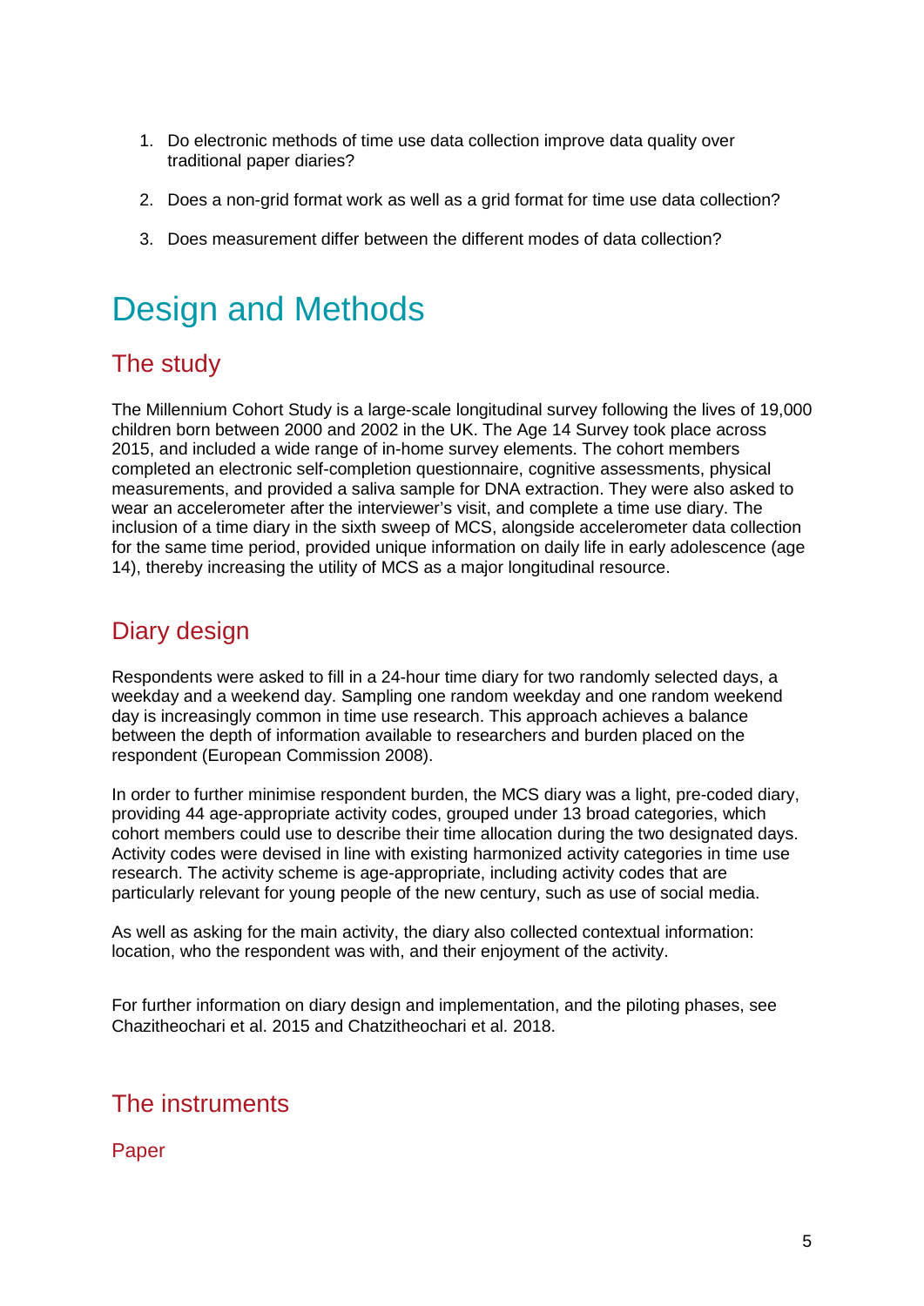1. Do electronic methods of time use data collection improve data quality over traditional paper diaries?
2. Does a non-grid format work as well as a grid format for time use data collection?
3. Does measurement differ between the different modes of data collection?

# Design and Methods

## The study

The Millennium Cohort Study is a large-scale longitudinal survey following the lives of 19,000 children born between 2000 and 2002 in the UK. The Age 14 Survey took place across 2015, and included a wide range of in-home survey elements. The cohort members completed an electronic self-completion questionnaire, cognitive assessments, physical measurements, and provided a saliva sample for DNA extraction. They were also asked to wear an accelerometer after the interviewer's visit, and complete a time use diary. The inclusion of a time diary in the sixth sweep of MCS, alongside accelerometer data collection for the same time period, provided unique information on daily life in early adolescence (age 14), thereby increasing the utility of MCS as a major longitudinal resource.

## Diary design

Respondents were asked to fill in a 24-hour time diary for two randomly selected days, a weekday and a weekend day. Sampling one random weekday and one random weekend day is increasingly common in time use research. This approach achieves a balance between the depth of information available to researchers and burden placed on the respondent (European Commission 2008).

In order to further minimise respondent burden, the MCS diary was a light, pre-coded diary, providing 44 age-appropriate activity codes, grouped under 13 broad categories, which cohort members could use to describe their time allocation during the two designated days. Activity codes were devised in line with existing harmonized activity categories in time use research. The activity scheme is age-appropriate, including activity codes that are particularly relevant for young people of the new century, such as use of social media.

As well as asking for the main activity, the diary also collected contextual information: location, who the respondent was with, and their enjoyment of the activity.

For further information on diary design and implementation, and the piloting phases, see Chazitheochari et al. 2015 and Chatzitheochari et al. 2018.

## The instruments

### Paper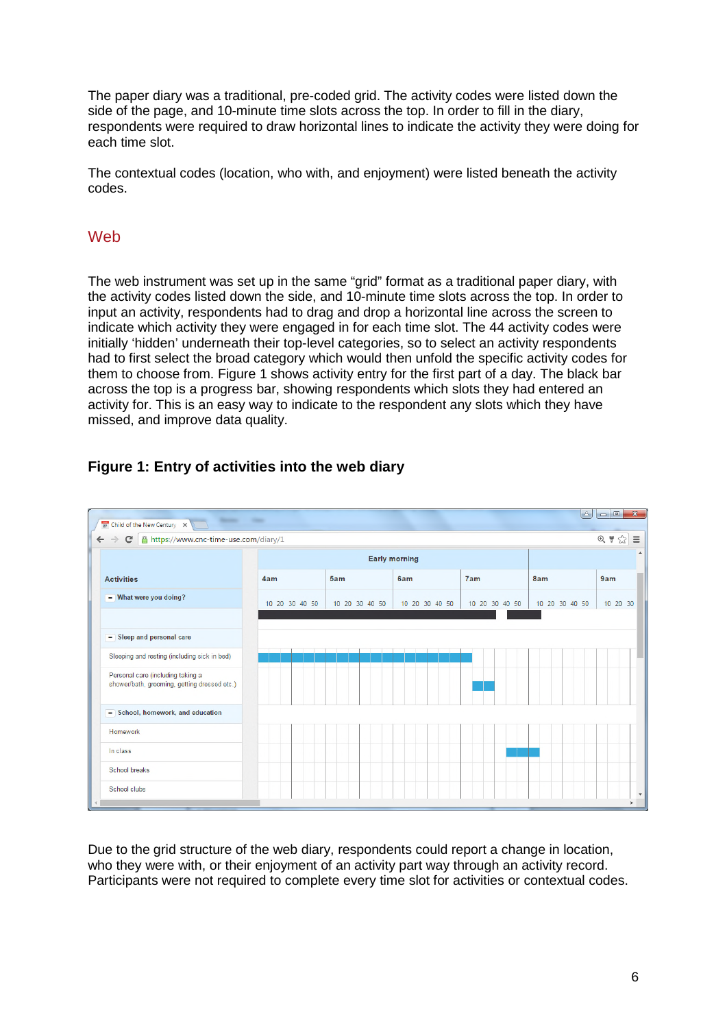The paper diary was a traditional, pre-coded grid. The activity codes were listed down the side of the page, and 10-minute time slots across the top. In order to fill in the diary, respondents were required to draw horizontal lines to indicate the activity they were doing for each time slot.

The contextual codes (location, who with, and enjoyment) were listed beneath the activity codes.

## Web

The web instrument was set up in the same "grid" format as a traditional paper diary, with the activity codes listed down the side, and 10-minute time slots across the top. In order to input an activity, respondents had to drag and drop a horizontal line across the screen to indicate which activity they were engaged in for each time slot. The 44 activity codes were initially 'hidden' underneath their top-level categories, so to select an activity respondents had to first select the broad category which would then unfold the specific activity codes for them to choose from. Figure 1 shows activity entry for the first part of a day. The black bar across the top is a progress bar, showing respondents which slots they had entered an activity for. This is an easy way to indicate to the respondent any slots which they have missed, and improve data quality.

### Figure 1: Entry of activities into the web diary

Due to the grid structure of the web diary, respondents could report a change in location, who they were with, or their enjoyment of an activity part way through an activity record. Participants were not required to complete every time slot for activities or contextual codes.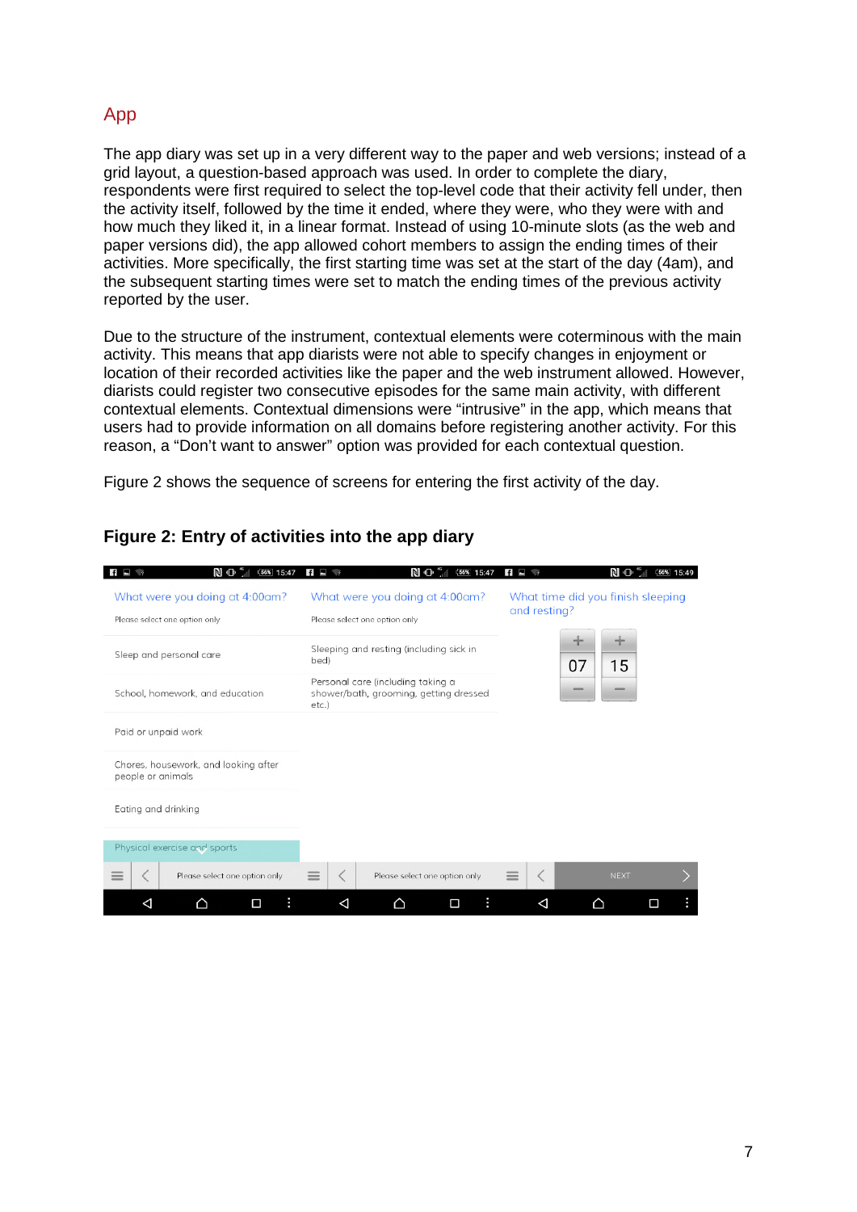## App

The app diary was set up in a very different way to the paper and web versions; instead of a grid layout, a question-based approach was used. In order to complete the diary, respondents were first required to select the top-level code that their activity fell under, then the activity itself, followed by the time it ended, where they were, who they were with and how much they liked it, in a linear format. Instead of using 10-minute slots (as the web and paper versions did), the app allowed cohort members to assign the ending times of their activities. More specifically, the first starting time was set at the start of the day (4am), and the subsequent starting times were set to match the ending times of the previous activity reported by the user.

Due to the structure of the instrument, contextual elements were coterminous with the main activity. This means that app diarists were not able to specify changes in enjoyment or location of their recorded activities like the paper and the web instrument allowed. However, diarists could register two consecutive episodes for the same main activity, with different contextual elements. Contextual dimensions were “intrusive” in the app, which means that users had to provide information on all domains before registering another activity. For this reason, a “Don’t want to answer” option was provided for each contextual question.

Figure 2 shows the sequence of screens for entering the first activity of the day.

### Figure 2: Entry of activities into the app diary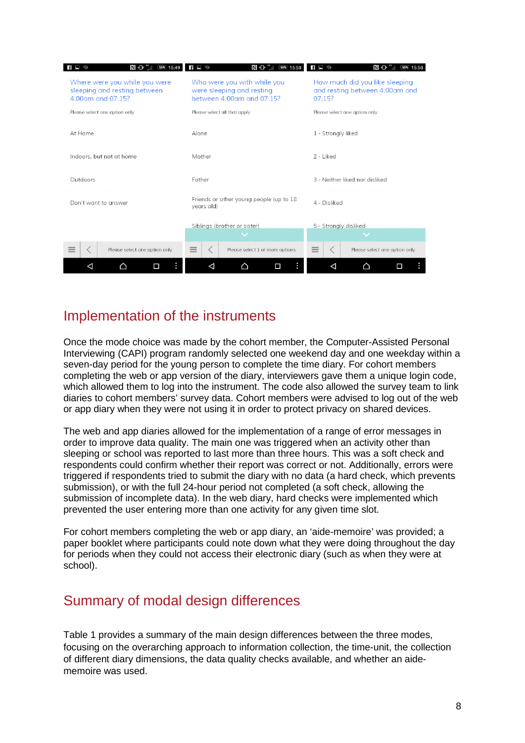## Implementation of the instruments

Once the mode choice was made by the cohort member, the Computer-Assisted Personal Interviewing (CAPI) program randomly selected one weekend day and one weekday within a seven-day period for the young person to complete the time diary. For cohort members completing the web or app version of the diary, interviewers gave them a unique login code, which allowed them to log into the instrument. The code also allowed the survey team to link diaries to cohort members' survey data. Cohort members were advised to log out of the web or app diary when they were not using it in order to protect privacy on shared devices.

The web and app diaries allowed for the implementation of a range of error messages in order to improve data quality. The main one was triggered when an activity other than sleeping or school was reported to last more than three hours. This was a soft check and respondents could confirm whether their report was correct or not. Additionally, errors were triggered if respondents tried to submit the diary with no data (a hard check, which prevents submission), or with the full 24-hour period not completed (a soft check, allowing the submission of incomplete data). In the web diary, hard checks were implemented which prevented the user entering more than one activity for any given time slot.

For cohort members completing the web or app diary, an 'aide-memoire' was provided; a paper booklet where participants could note down what they were doing throughout the day for periods when they could not access their electronic diary (such as when they were at school).

## Summary of modal design differences

Table 1 provides a summary of the main design differences between the three modes, focusing on the overarching approach to information collection, the time-unit, the collection of different diary dimensions, the data quality checks available, and whether an aide-memoire was used.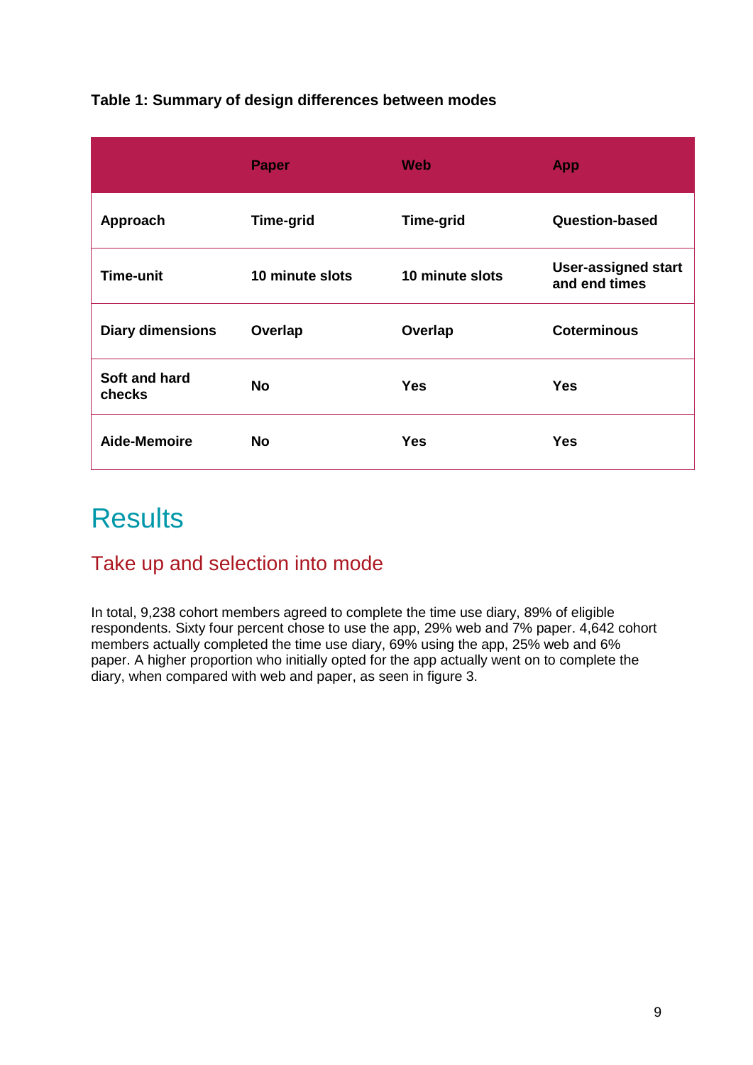**Table 1: Summary of design differences between modes**

| | Paper | Web | App |
|---|---|---|---|
| **Approach** | **Time-grid** | **Time-grid** | **Question-based** |
| **Time-unit** | **10 minute slots** | **10 minute slots** | **User-assigned start and end times** |
| **Diary dimensions** | **Overlap** | **Overlap** | **Coterminous** |
| **Soft and hard checks** | **No** | **Yes** | **Yes** |
| **Aide-Memoire** | **No** | **Yes** | **Yes** |

# Results

## Take up and selection into mode

In total, 9,238 cohort members agreed to complete the time use diary, 89% of eligible respondents. Sixty four percent chose to use the app, 29% web and 7% paper. 4,642 cohort members actually completed the time use diary, 69% using the app, 25% web and 6% paper. A higher proportion who initially opted for the app actually went on to complete the diary, when compared with web and paper, as seen in figure 3.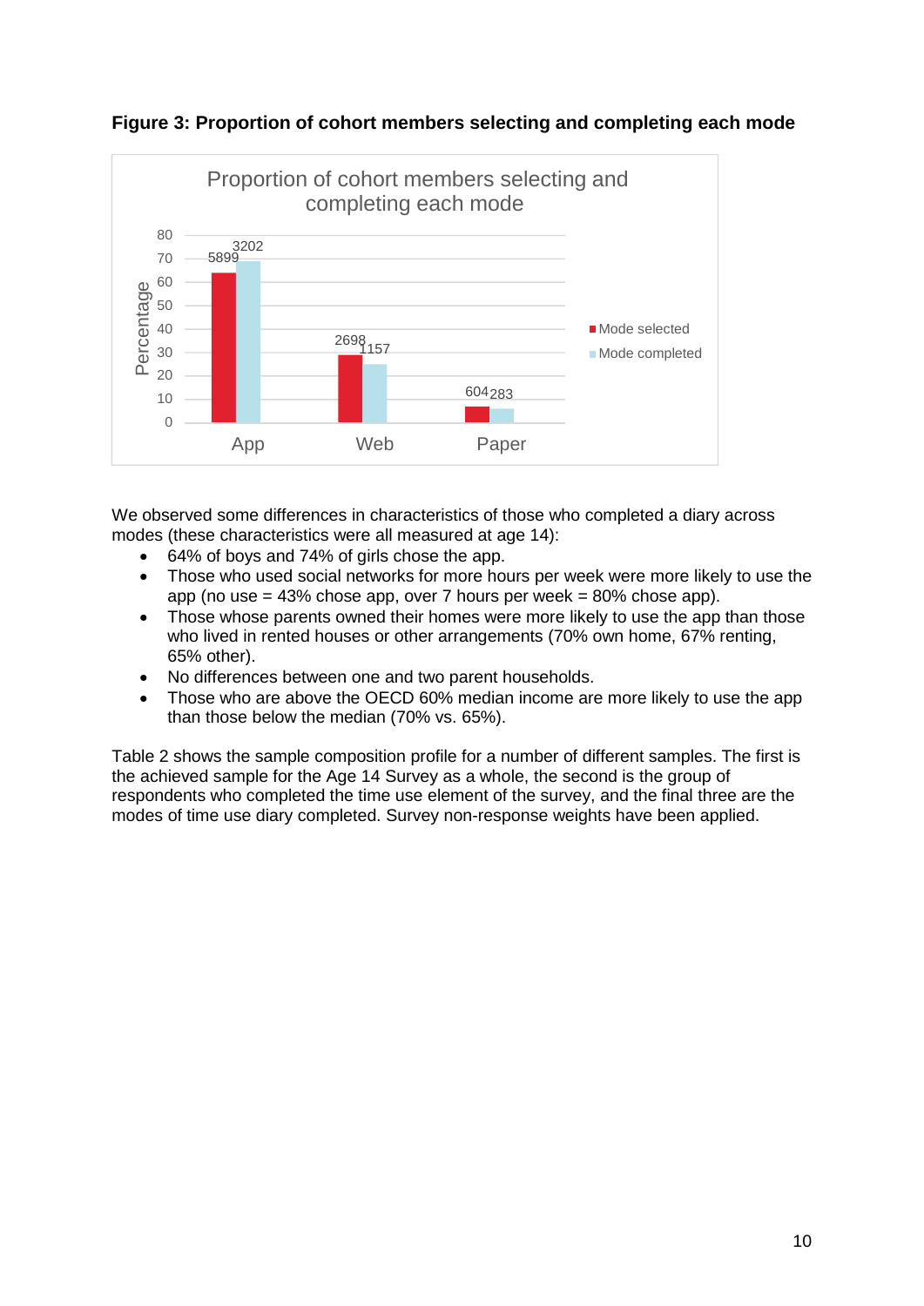**Figure 3: Proportion of cohort members selecting and completing each mode**

We observed some differences in characteristics of those who completed a diary across modes (these characteristics were all measured at age 14):

- 64% of boys and 74% of girls chose the app.
- Those who used social networks for more hours per week were more likely to use the app (no use = 43% chose app, over 7 hours per week = 80% chose app).
- Those whose parents owned their homes were more likely to use the app than those who lived in rented houses or other arrangements (70% own home, 67% renting, 65% other).
- No differences between one and two parent households.
- Those who are above the OECD 60% median income are more likely to use the app than those below the median (70% vs. 65%).

Table 2 shows the sample composition profile for a number of different samples. The first is the achieved sample for the Age 14 Survey as a whole, the second is the group of respondents who completed the time use element of the survey, and the final three are the modes of time use diary completed. Survey non-response weights have been applied.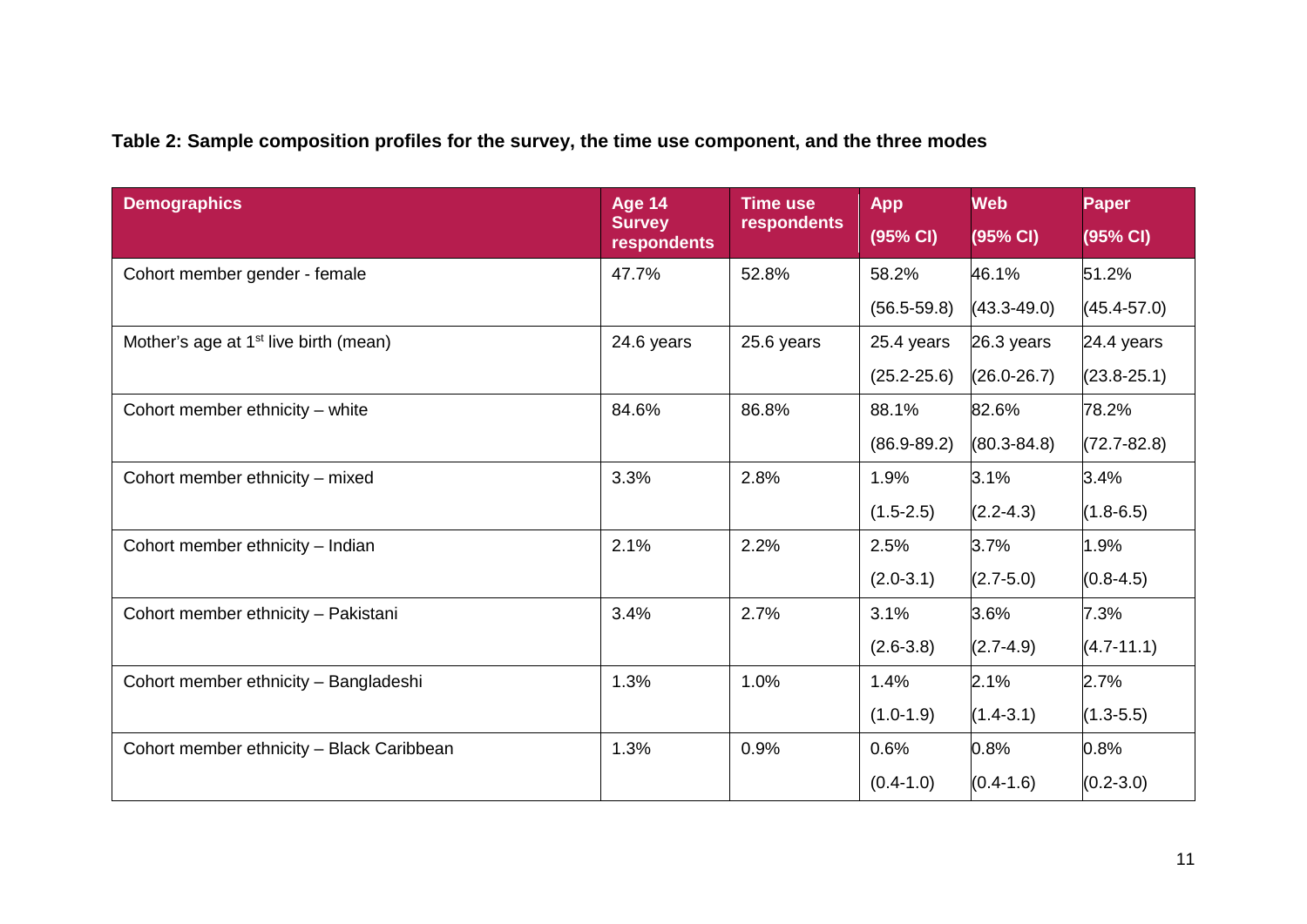**Table 2: Sample composition profiles for the survey, the time use component, and the three modes**

| Demographics | Age 14 Survey respondents | Time use respondents | App (95% CI) | Web (95% CI) | Paper (95% CI) |
|---|---|---|---|---|---|
| Cohort member gender - female | 47.7% | 52.8% | 58.2% (56.5-59.8) | 46.1% (43.3-49.0) | 51.2% (45.4-57.0) |
| Mother's age at 1st live birth (mean) | 24.6 years | 25.6 years | 25.4 years (25.2-25.6) | 26.3 years (26.0-26.7) | 24.4 years (23.8-25.1) |
| Cohort member ethnicity – white | 84.6% | 86.8% | 88.1% (86.9-89.2) | 82.6% (80.3-84.8) | 78.2% (72.7-82.8) |
| Cohort member ethnicity – mixed | 3.3% | 2.8% | 1.9% (1.5-2.5) | 3.1% (2.2-4.3) | 3.4% (1.8-6.5) |
| Cohort member ethnicity – Indian | 2.1% | 2.2% | 2.5% (2.0-3.1) | 3.7% (2.7-5.0) | 1.9% (0.8-4.5) |
| Cohort member ethnicity – Pakistani | 3.4% | 2.7% | 3.1% (2.6-3.8) | 3.6% (2.7-4.9) | 7.3% (4.7-11.1) |
| Cohort member ethnicity – Bangladeshi | 1.3% | 1.0% | 1.4% (1.0-1.9) | 2.1% (1.4-3.1) | 2.7% (1.3-5.5) |
| Cohort member ethnicity – Black Caribbean | 1.3% | 0.9% | 0.6% (0.4-1.0) | 0.8% (0.4-1.6) | 0.8% (0.2-3.0) |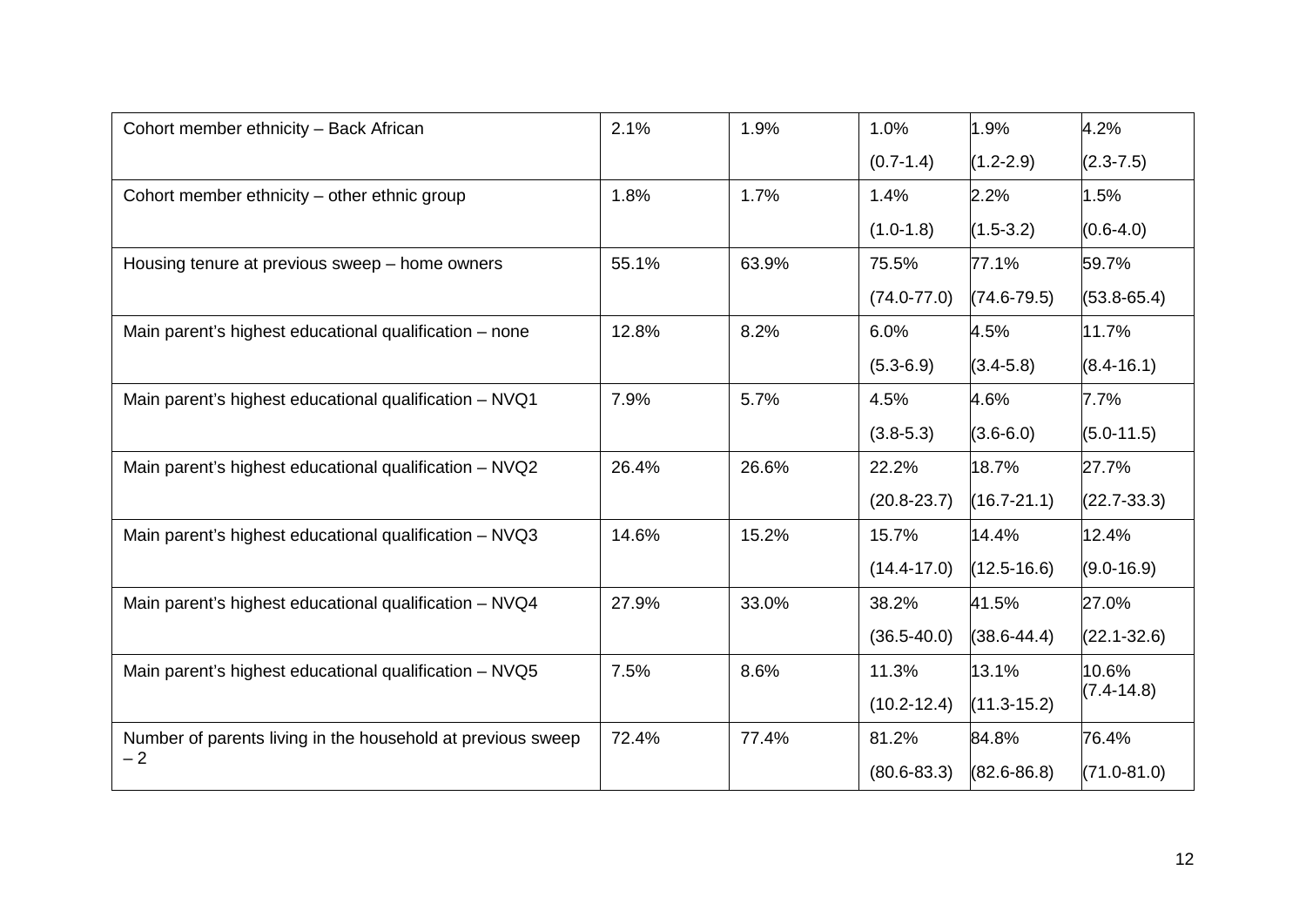| | | | | | |
|---|---|---|---|---|---|
| Cohort member ethnicity – Back African | 2.1% | 1.9% | 1.0%<br>(0.7-1.4) | 1.9%<br>(1.2-2.9) | 4.2%<br>(2.3-7.5) |
| Cohort member ethnicity – other ethnic group | 1.8% | 1.7% | 1.4%<br>(1.0-1.8) | 2.2%<br>(1.5-3.2) | 1.5%<br>(0.6-4.0) |
| Housing tenure at previous sweep – home owners | 55.1% | 63.9% | 75.5%<br>(74.0-77.0) | 77.1%<br>(74.6-79.5) | 59.7%<br>(53.8-65.4) |
| Main parent's highest educational qualification – none | 12.8% | 8.2% | 6.0%<br>(5.3-6.9) | 4.5%<br>(3.4-5.8) | 11.7%<br>(8.4-16.1) |
| Main parent's highest educational qualification – NVQ1 | 7.9% | 5.7% | 4.5%<br>(3.8-5.3) | 4.6%<br>(3.6-6.0) | 7.7%<br>(5.0-11.5) |
| Main parent's highest educational qualification – NVQ2 | 26.4% | 26.6% | 22.2%<br>(20.8-23.7) | 18.7%<br>(16.7-21.1) | 27.7%<br>(22.7-33.3) |
| Main parent's highest educational qualification – NVQ3 | 14.6% | 15.2% | 15.7%<br>(14.4-17.0) | 14.4%<br>(12.5-16.6) | 12.4%<br>(9.0-16.9) |
| Main parent's highest educational qualification – NVQ4 | 27.9% | 33.0% | 38.2%<br>(36.5-40.0) | 41.5%<br>(38.6-44.4) | 27.0%<br>(22.1-32.6) |
| Main parent's highest educational qualification – NVQ5 | 7.5% | 8.6% | 11.3%<br>(10.2-12.4) | 13.1%<br>(11.3-15.2) | 10.6%<br>(7.4-14.8) |
| Number of parents living in the household at previous sweep – 2 | 72.4% | 77.4% | 81.2%<br>(80.6-83.3) | 84.8%<br>(82.6-86.8) | 76.4%<br>(71.0-81.0) |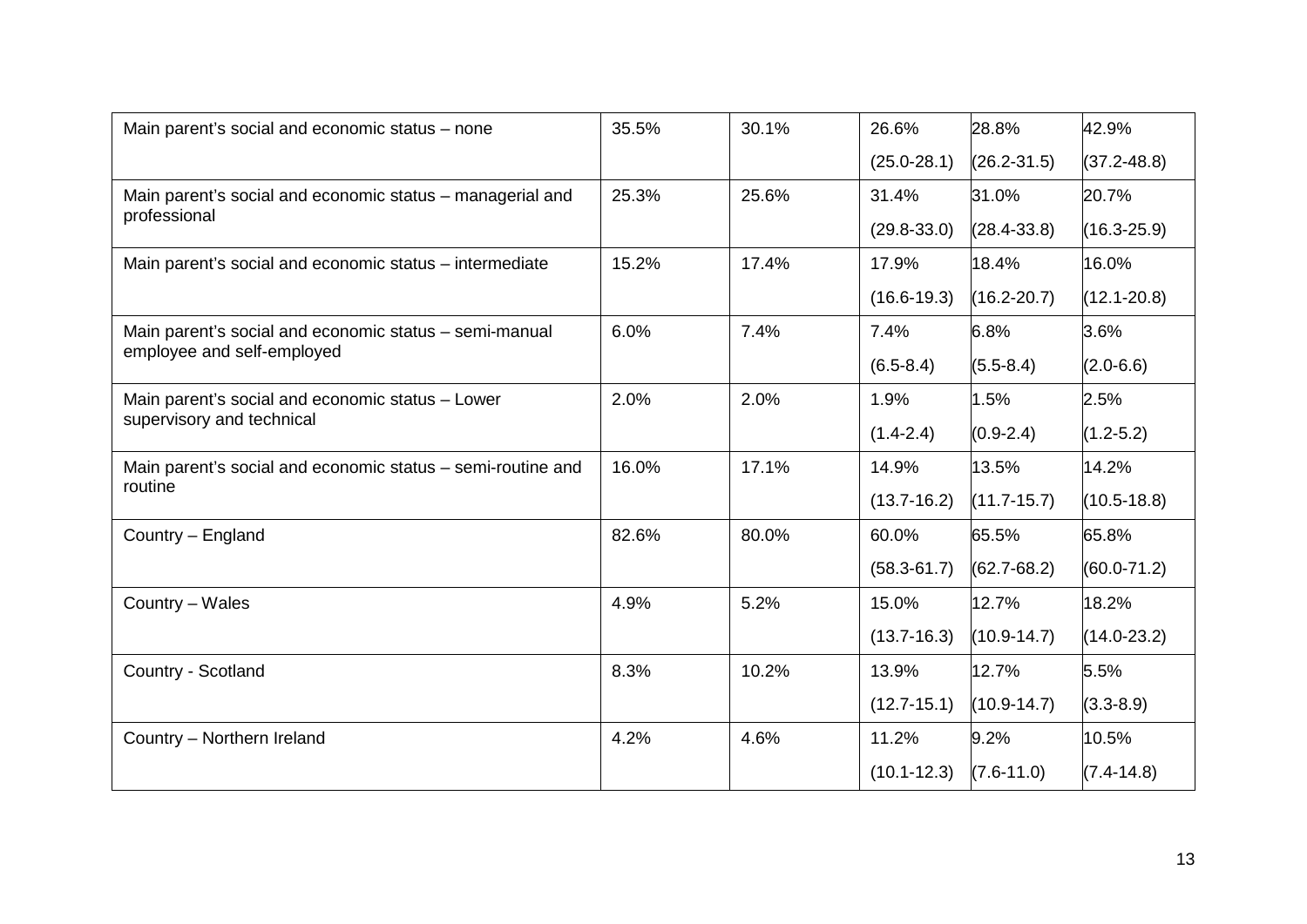| | | | | | |
|---|---|---|---|---|---|
| Main parent's social and economic status – none | 35.5% | 30.1% | 26.6% (25.0-28.1) | 28.8% (26.2-31.5) | 42.9% (37.2-48.8) |
| Main parent's social and economic status – managerial and professional | 25.3% | 25.6% | 31.4% (29.8-33.0) | 31.0% (28.4-33.8) | 20.7% (16.3-25.9) |
| Main parent's social and economic status – intermediate | 15.2% | 17.4% | 17.9% (16.6-19.3) | 18.4% (16.2-20.7) | 16.0% (12.1-20.8) |
| Main parent's social and economic status – semi-manual employee and self-employed | 6.0% | 7.4% | 7.4% (6.5-8.4) | 6.8% (5.5-8.4) | 3.6% (2.0-6.6) |
| Main parent's social and economic status – Lower supervisory and technical | 2.0% | 2.0% | 1.9% (1.4-2.4) | 1.5% (0.9-2.4) | 2.5% (1.2-5.2) |
| Main parent's social and economic status – semi-routine and routine | 16.0% | 17.1% | 14.9% (13.7-16.2) | 13.5% (11.7-15.7) | 14.2% (10.5-18.8) |
| Country – England | 82.6% | 80.0% | 60.0% (58.3-61.7) | 65.5% (62.7-68.2) | 65.8% (60.0-71.2) |
| Country – Wales | 4.9% | 5.2% | 15.0% (13.7-16.3) | 12.7% (10.9-14.7) | 18.2% (14.0-23.2) |
| Country - Scotland | 8.3% | 10.2% | 13.9% (12.7-15.1) | 12.7% (10.9-14.7) | 5.5% (3.3-8.9) |
| Country – Northern Ireland | 4.2% | 4.6% | 11.2% (10.1-12.3) | 9.2% (7.6-11.0) | 10.5% (7.4-14.8) |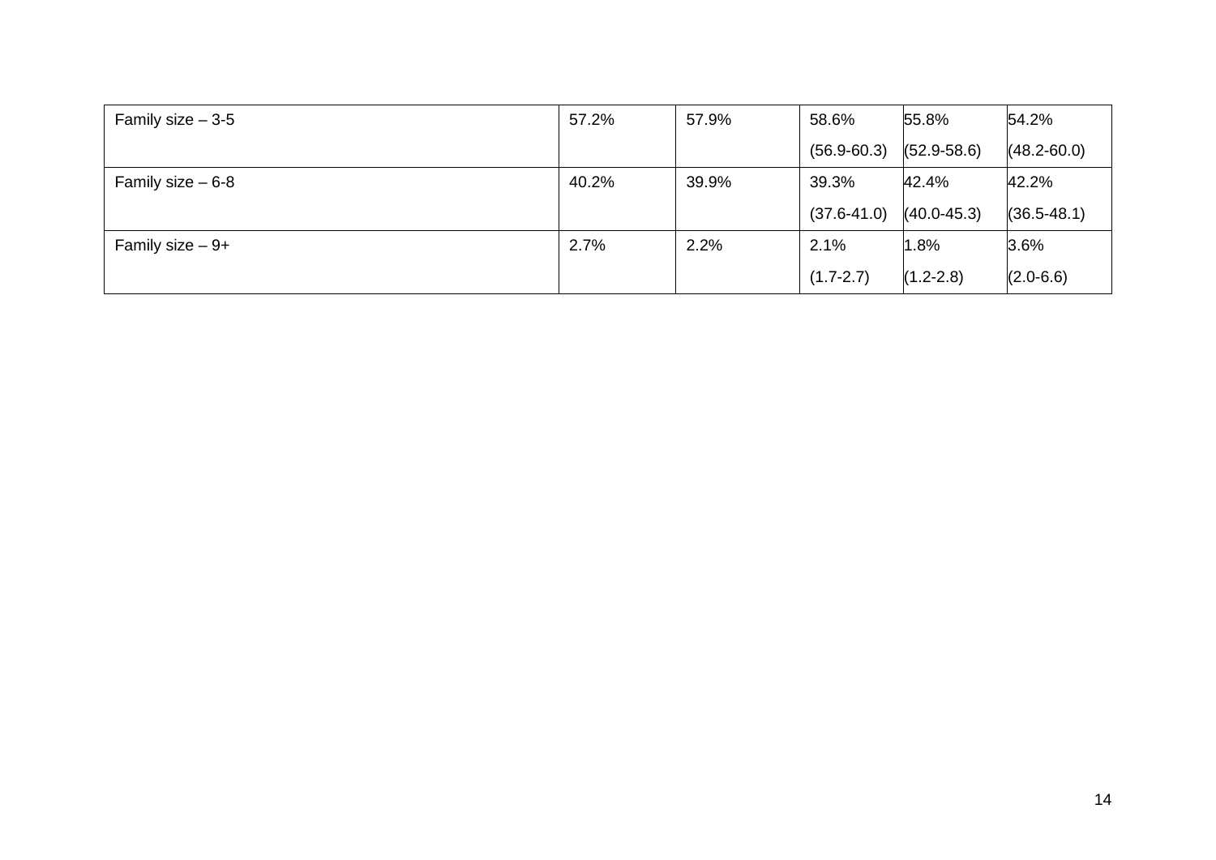| | | | | | |
|---|---|---|---|---|---|
| Family size – 3-5 | 57.2% | 57.9% | 58.6% (56.9-60.3) | 55.8% (52.9-58.6) | 54.2% (48.2-60.0) |
| Family size – 6-8 | 40.2% | 39.9% | 39.3% (37.6-41.0) | 42.4% (40.0-45.3) | 42.2% (36.5-48.1) |
| Family size – 9+ | 2.7% | 2.2% | 2.1% (1.7-2.7) | 1.8% (1.2-2.8) | 3.6% (2.0-6.6) |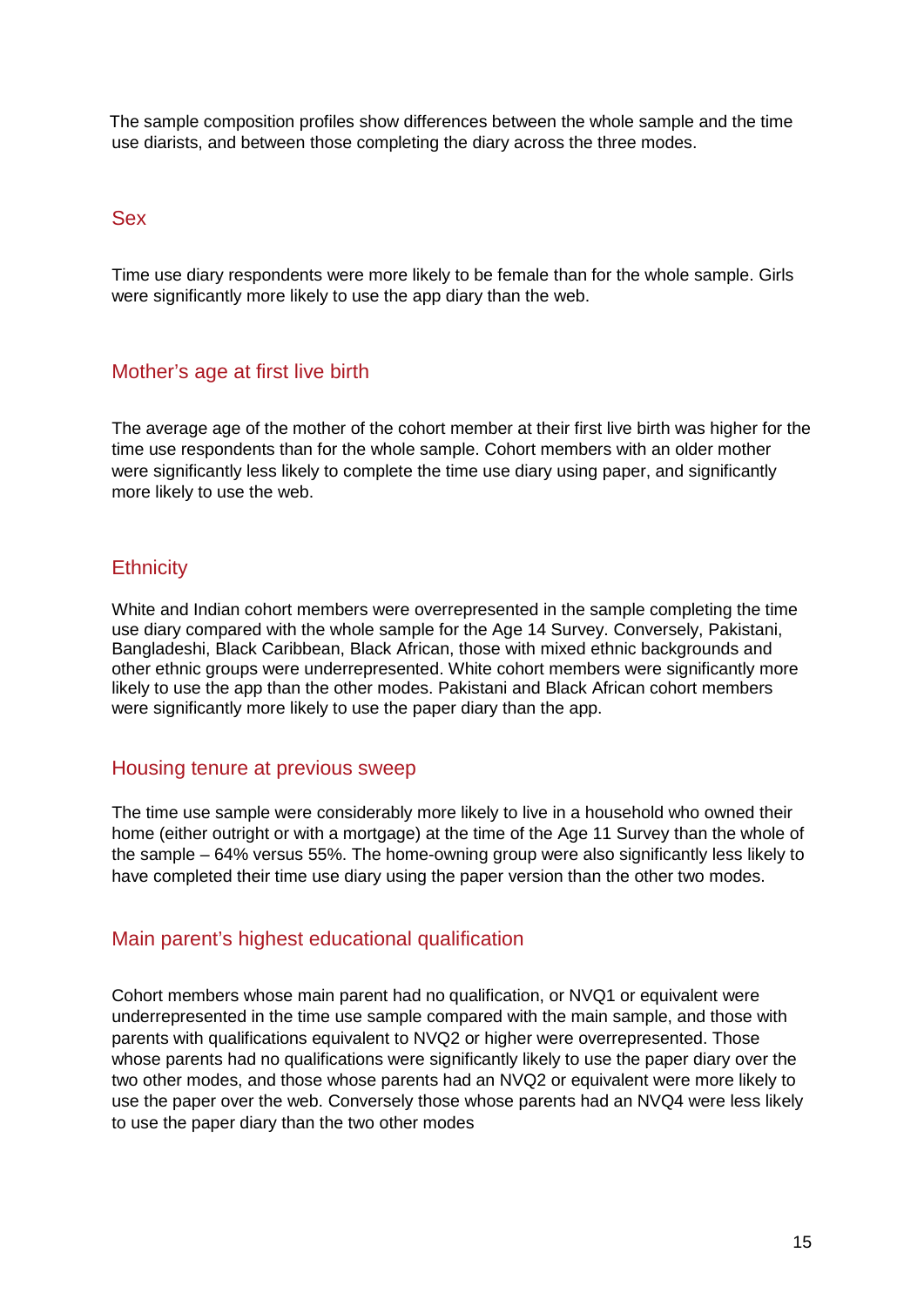The sample composition profiles show differences between the whole sample and the time use diarists, and between those completing the diary across the three modes.

### Sex

Time use diary respondents were more likely to be female than for the whole sample. Girls were significantly more likely to use the app diary than the web.

### Mother's age at first live birth

The average age of the mother of the cohort member at their first live birth was higher for the time use respondents than for the whole sample. Cohort members with an older mother were significantly less likely to complete the time use diary using paper, and significantly more likely to use the web.

### Ethnicity

White and Indian cohort members were overrepresented in the sample completing the time use diary compared with the whole sample for the Age 14 Survey. Conversely, Pakistani, Bangladeshi, Black Caribbean, Black African, those with mixed ethnic backgrounds and other ethnic groups were underrepresented. White cohort members were significantly more likely to use the app than the other modes. Pakistani and Black African cohort members were significantly more likely to use the paper diary than the app.

### Housing tenure at previous sweep

The time use sample were considerably more likely to live in a household who owned their home (either outright or with a mortgage) at the time of the Age 11 Survey than the whole of the sample – 64% versus 55%. The home-owning group were also significantly less likely to have completed their time use diary using the paper version than the other two modes.

### Main parent's highest educational qualification

Cohort members whose main parent had no qualification, or NVQ1 or equivalent were underrepresented in the time use sample compared with the main sample, and those with parents with qualifications equivalent to NVQ2 or higher were overrepresented. Those whose parents had no qualifications were significantly likely to use the paper diary over the two other modes, and those whose parents had an NVQ2 or equivalent were more likely to use the paper over the web. Conversely those whose parents had an NVQ4 were less likely to use the paper diary than the two other modes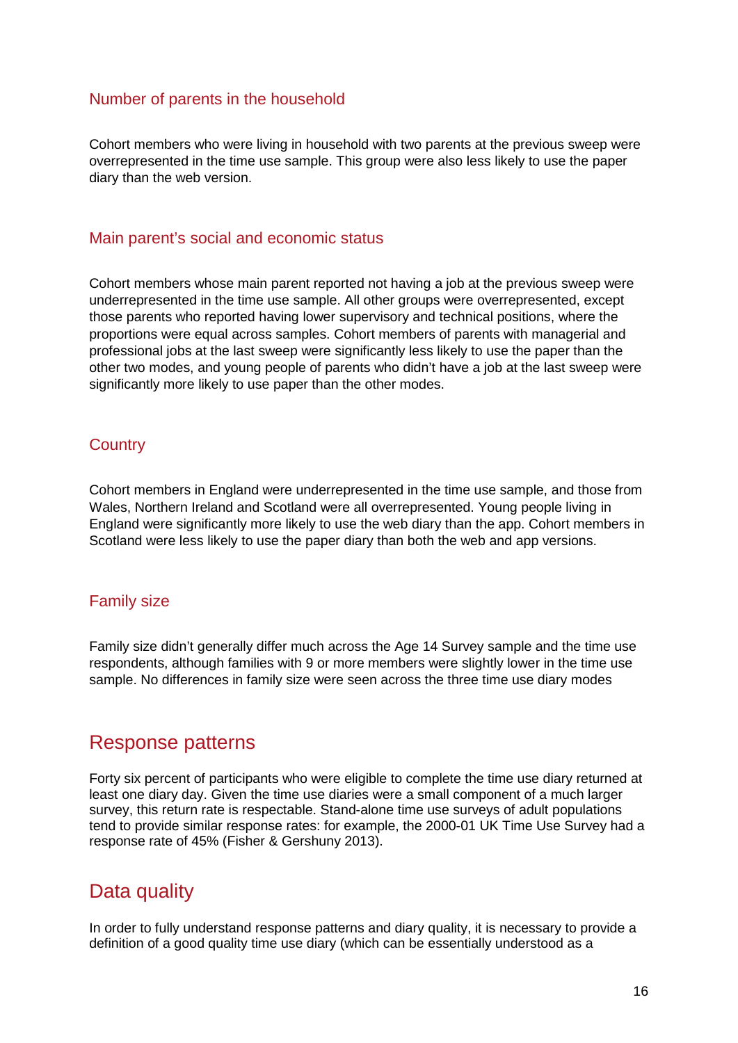### Number of parents in the household

Cohort members who were living in household with two parents at the previous sweep were overrepresented in the time use sample. This group were also less likely to use the paper diary than the web version.

### Main parent's social and economic status

Cohort members whose main parent reported not having a job at the previous sweep were underrepresented in the time use sample. All other groups were overrepresented, except those parents who reported having lower supervisory and technical positions, where the proportions were equal across samples. Cohort members of parents with managerial and professional jobs at the last sweep were significantly less likely to use the paper than the other two modes, and young people of parents who didn't have a job at the last sweep were significantly more likely to use paper than the other modes.

### Country

Cohort members in England were underrepresented in the time use sample, and those from Wales, Northern Ireland and Scotland were all overrepresented. Young people living in England were significantly more likely to use the web diary than the app. Cohort members in Scotland were less likely to use the paper diary than both the web and app versions.

### Family size

Family size didn't generally differ much across the Age 14 Survey sample and the time use respondents, although families with 9 or more members were slightly lower in the time use sample. No differences in family size were seen across the three time use diary modes

## Response patterns

Forty six percent of participants who were eligible to complete the time use diary returned at least one diary day. Given the time use diaries were a small component of a much larger survey, this return rate is respectable. Stand-alone time use surveys of adult populations tend to provide similar response rates: for example, the 2000-01 UK Time Use Survey had a response rate of 45% (Fisher & Gershuny 2013).

## Data quality

In order to fully understand response patterns and diary quality, it is necessary to provide a definition of a good quality time use diary (which can be essentially understood as a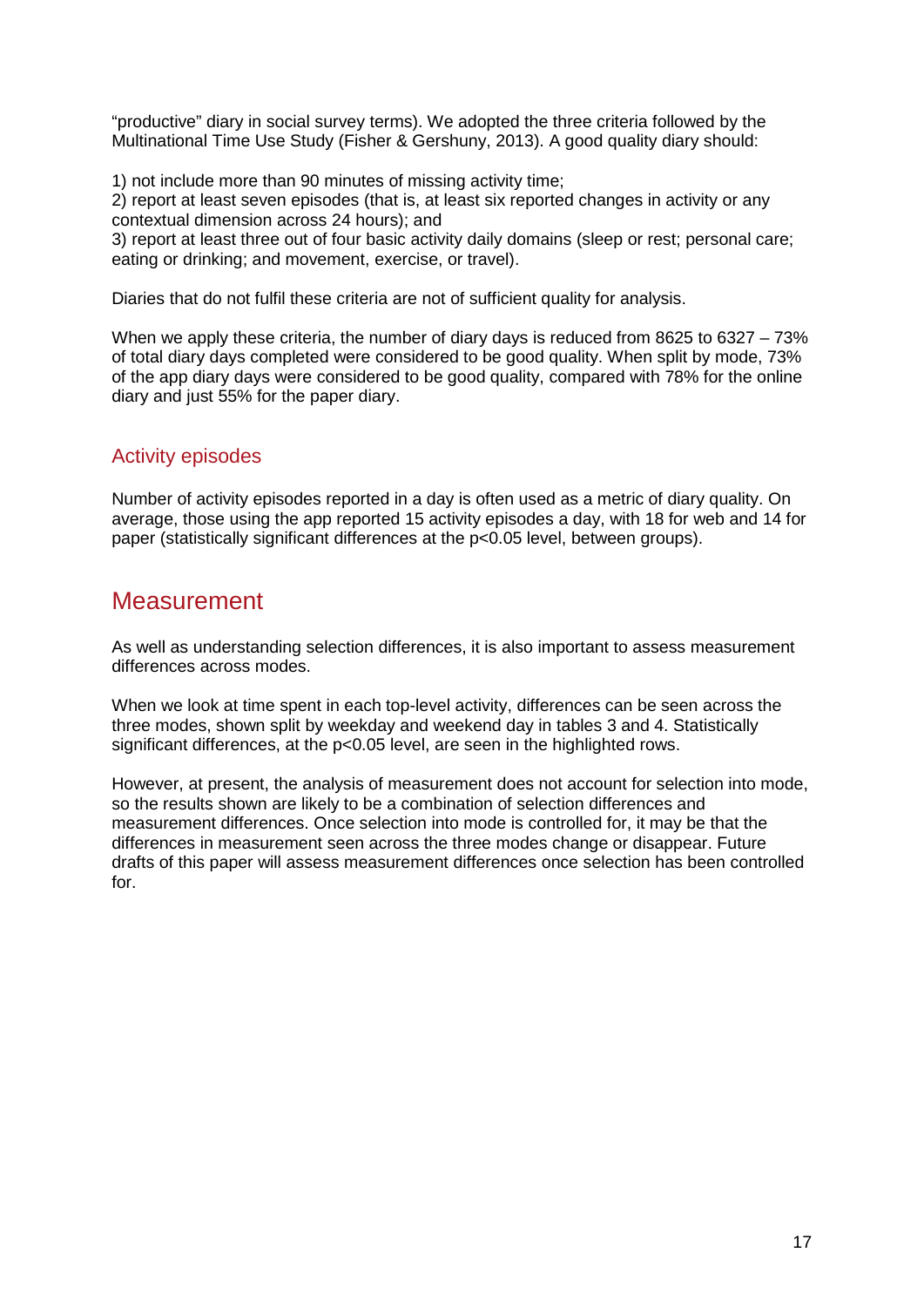"productive" diary in social survey terms). We adopted the three criteria followed by the Multinational Time Use Study (Fisher & Gershuny, 2013). A good quality diary should:

1) not include more than 90 minutes of missing activity time;
2) report at least seven episodes (that is, at least six reported changes in activity or any contextual dimension across 24 hours); and
3) report at least three out of four basic activity daily domains (sleep or rest; personal care; eating or drinking; and movement, exercise, or travel).

Diaries that do not fulfil these criteria are not of sufficient quality for analysis.

When we apply these criteria, the number of diary days is reduced from 8625 to 6327 – 73% of total diary days completed were considered to be good quality. When split by mode, 73% of the app diary days were considered to be good quality, compared with 78% for the online diary and just 55% for the paper diary.

### Activity episodes

Number of activity episodes reported in a day is often used as a metric of diary quality. On average, those using the app reported 15 activity episodes a day, with 18 for web and 14 for paper (statistically significant differences at the $p<0.05$ level, between groups).

## Measurement

As well as understanding selection differences, it is also important to assess measurement differences across modes.

When we look at time spent in each top-level activity, differences can be seen across the three modes, shown split by weekday and weekend day in tables 3 and 4. Statistically significant differences, at the $p<0.05$ level, are seen in the highlighted rows.

However, at present, the analysis of measurement does not account for selection into mode, so the results shown are likely to be a combination of selection differences and measurement differences. Once selection into mode is controlled for, it may be that the differences in measurement seen across the three modes change or disappear. Future drafts of this paper will assess measurement differences once selection has been controlled for.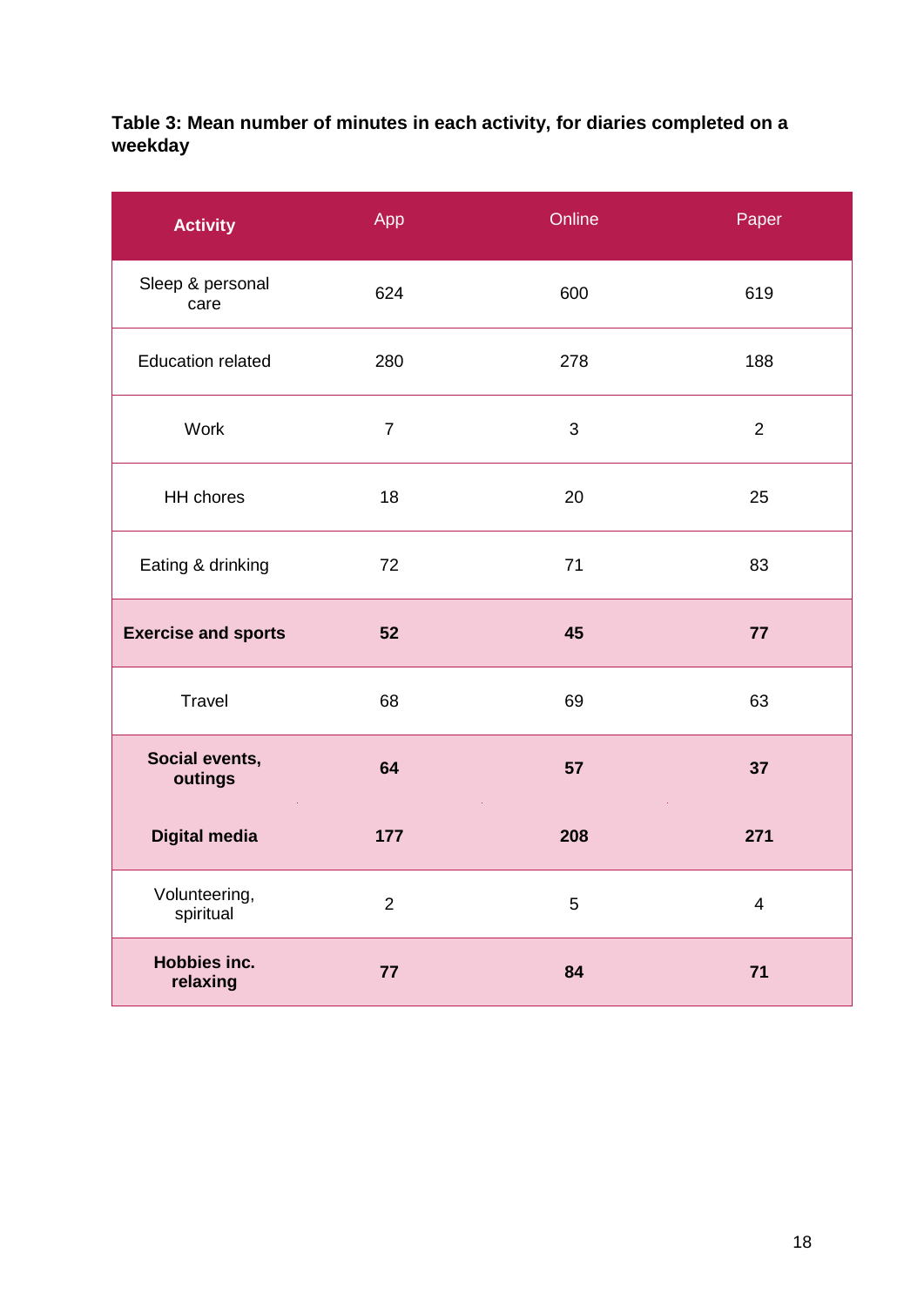**Table 3: Mean number of minutes in each activity, for diaries completed on a weekday**

| **Activity** | App | Online | Paper |
|---|---|---|---|
| Sleep & personal care | 624 | 600 | 619 |
| Education related | 280 | 278 | 188 |
| Work | 7 | 3 | 2 |
| HH chores | 18 | 20 | 25 |
| Eating & drinking | 72 | 71 | 83 |
| **Exercise and sports** | **52** | **45** | **77** |
| Travel | 68 | 69 | 63 |
| **Social events, outings** | **64** | **57** | **37** |
| **Digital media** | **177** | **208** | **271** |
| Volunteering, spiritual | 2 | 5 | 4 |
| **Hobbies inc. relaxing** | **77** | **84** | **71** |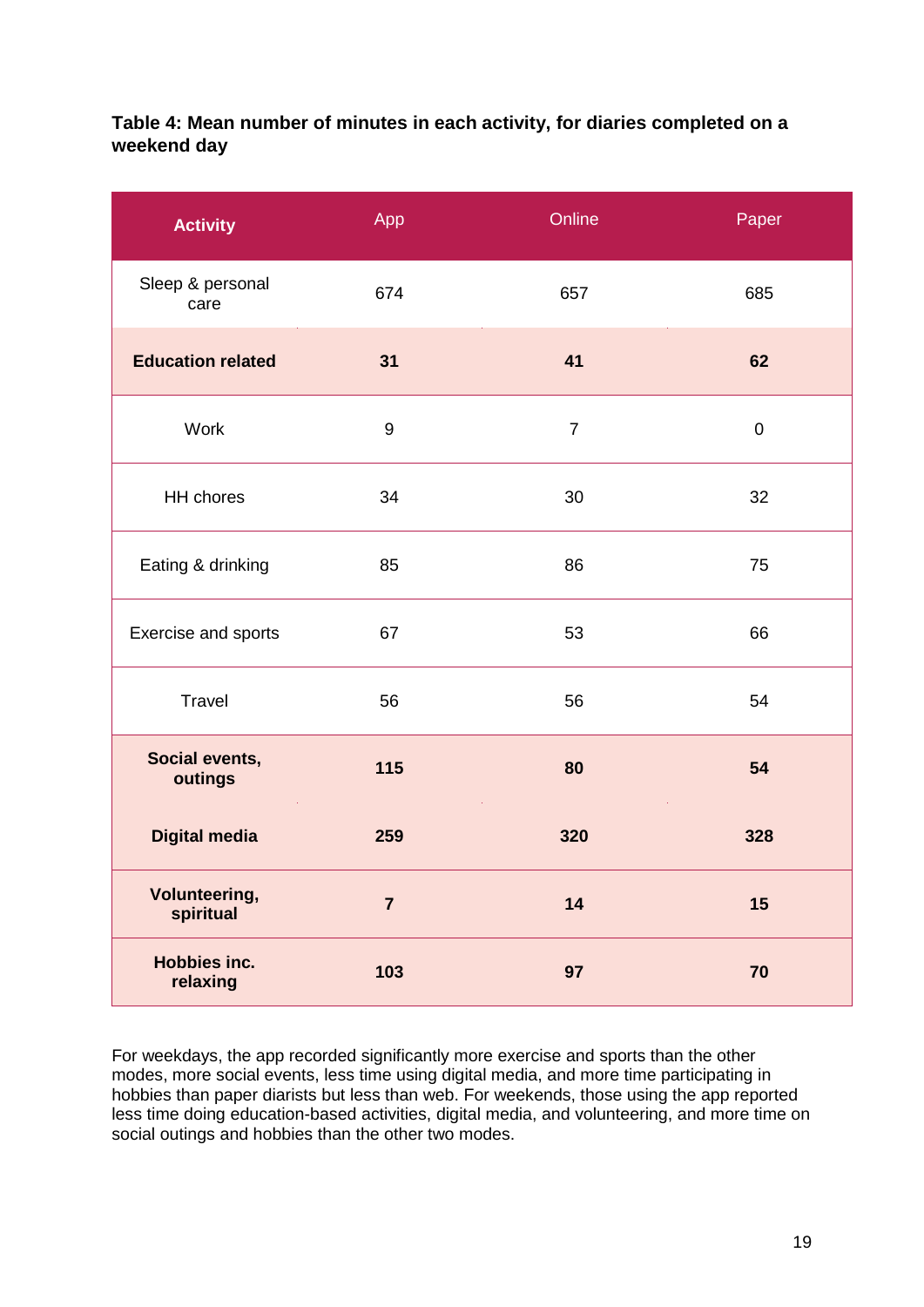**Table 4: Mean number of minutes in each activity, for diaries completed on a weekend day**

| Activity | App | Online | Paper |
|---|---|---|---|
| Sleep & personal care | 674 | 657 | 685 |
| **Education related** | **31** | **41** | **62** |
| Work | 9 | 7 | 0 |
| HH chores | 34 | 30 | 32 |
| Eating & drinking | 85 | 86 | 75 |
| Exercise and sports | 67 | 53 | 66 |
| Travel | 56 | 56 | 54 |
| **Social events, outings** | **115** | **80** | **54** |
| **Digital media** | **259** | **320** | **328** |
| **Volunteering, spiritual** | **7** | **14** | **15** |
| **Hobbies inc. relaxing** | **103** | **97** | **70** |

For weekdays, the app recorded significantly more exercise and sports than the other modes, more social events, less time using digital media, and more time participating in hobbies than paper diarists but less than web. For weekends, those using the app reported less time doing education-based activities, digital media, and volunteering, and more time on social outings and hobbies than the other two modes.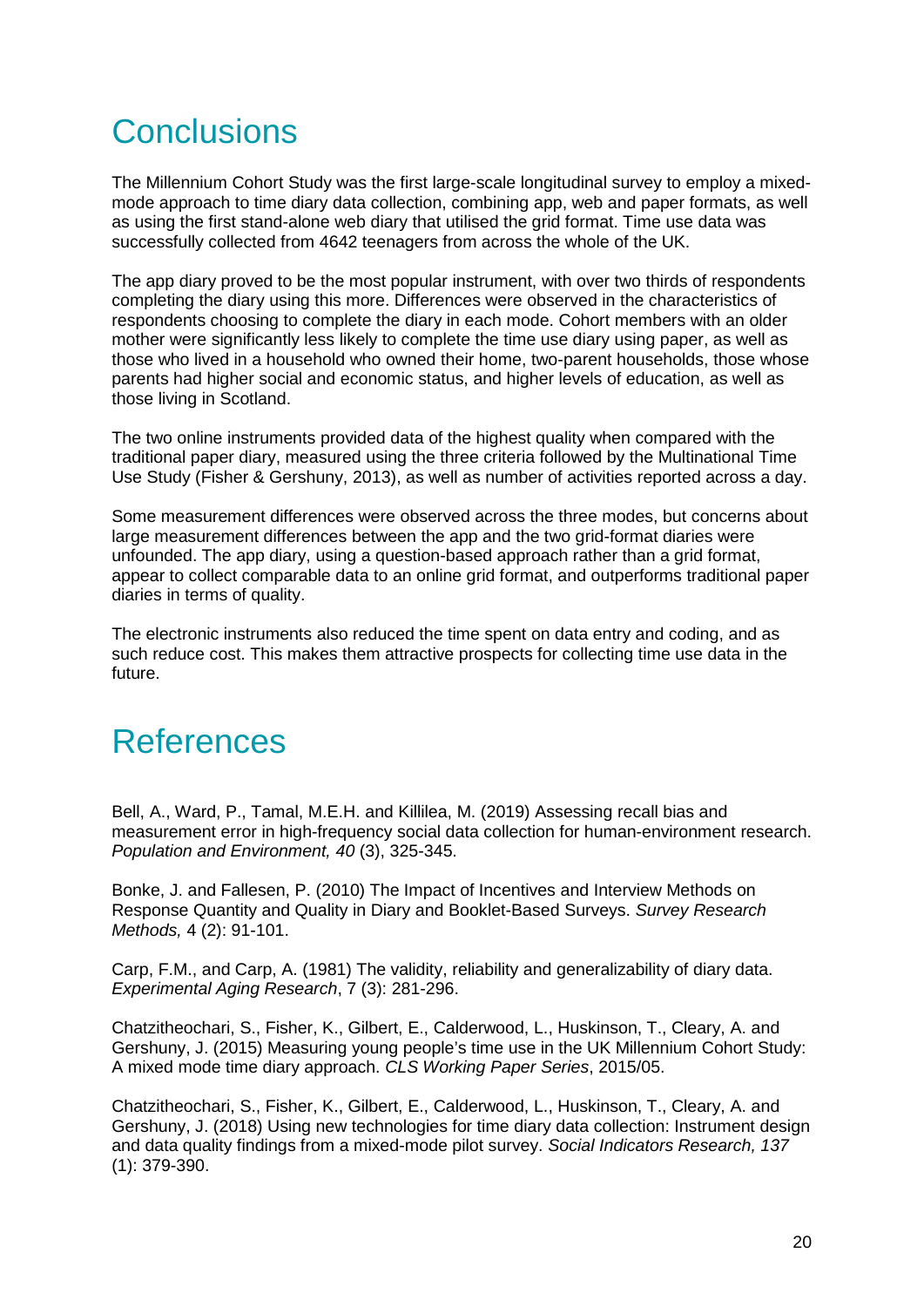# Conclusions

The Millennium Cohort Study was the first large-scale longitudinal survey to employ a mixed-mode approach to time diary data collection, combining app, web and paper formats, as well as using the first stand-alone web diary that utilised the grid format. Time use data was successfully collected from 4642 teenagers from across the whole of the UK.

The app diary proved to be the most popular instrument, with over two thirds of respondents completing the diary using this more. Differences were observed in the characteristics of respondents choosing to complete the diary in each mode. Cohort members with an older mother were significantly less likely to complete the time use diary using paper, as well as those who lived in a household who owned their home, two-parent households, those whose parents had higher social and economic status, and higher levels of education, as well as those living in Scotland.

The two online instruments provided data of the highest quality when compared with the traditional paper diary, measured using the three criteria followed by the Multinational Time Use Study (Fisher & Gershuny, 2013), as well as number of activities reported across a day.

Some measurement differences were observed across the three modes, but concerns about large measurement differences between the app and the two grid-format diaries were unfounded. The app diary, using a question-based approach rather than a grid format, appear to collect comparable data to an online grid format, and outperforms traditional paper diaries in terms of quality.

The electronic instruments also reduced the time spent on data entry and coding, and as such reduce cost. This makes them attractive prospects for collecting time use data in the future.

# References

Bell, A., Ward, P., Tamal, M.E.H. and Killilea, M. (2019) Assessing recall bias and measurement error in high-frequency social data collection for human-environment research. *Population and Environment, 40* (3), 325-345.

Bonke, J. and Fallesen, P. (2010) The Impact of Incentives and Interview Methods on Response Quantity and Quality in Diary and Booklet-Based Surveys. *Survey Research Methods,* 4 (2): 91-101.

Carp, F.M., and Carp, A. (1981) The validity, reliability and generalizability of diary data. *Experimental Aging Research*, 7 (3): 281-296.

Chatzitheochari, S., Fisher, K., Gilbert, E., Calderwood, L., Huskinson, T., Cleary, A. and Gershuny, J. (2015) Measuring young people's time use in the UK Millennium Cohort Study: A mixed mode time diary approach. *CLS Working Paper Series*, 2015/05.

Chatzitheochari, S., Fisher, K., Gilbert, E., Calderwood, L., Huskinson, T., Cleary, A. and Gershuny, J. (2018) Using new technologies for time diary data collection: Instrument design and data quality findings from a mixed-mode pilot survey. *Social Indicators Research, 137* (1): 379-390.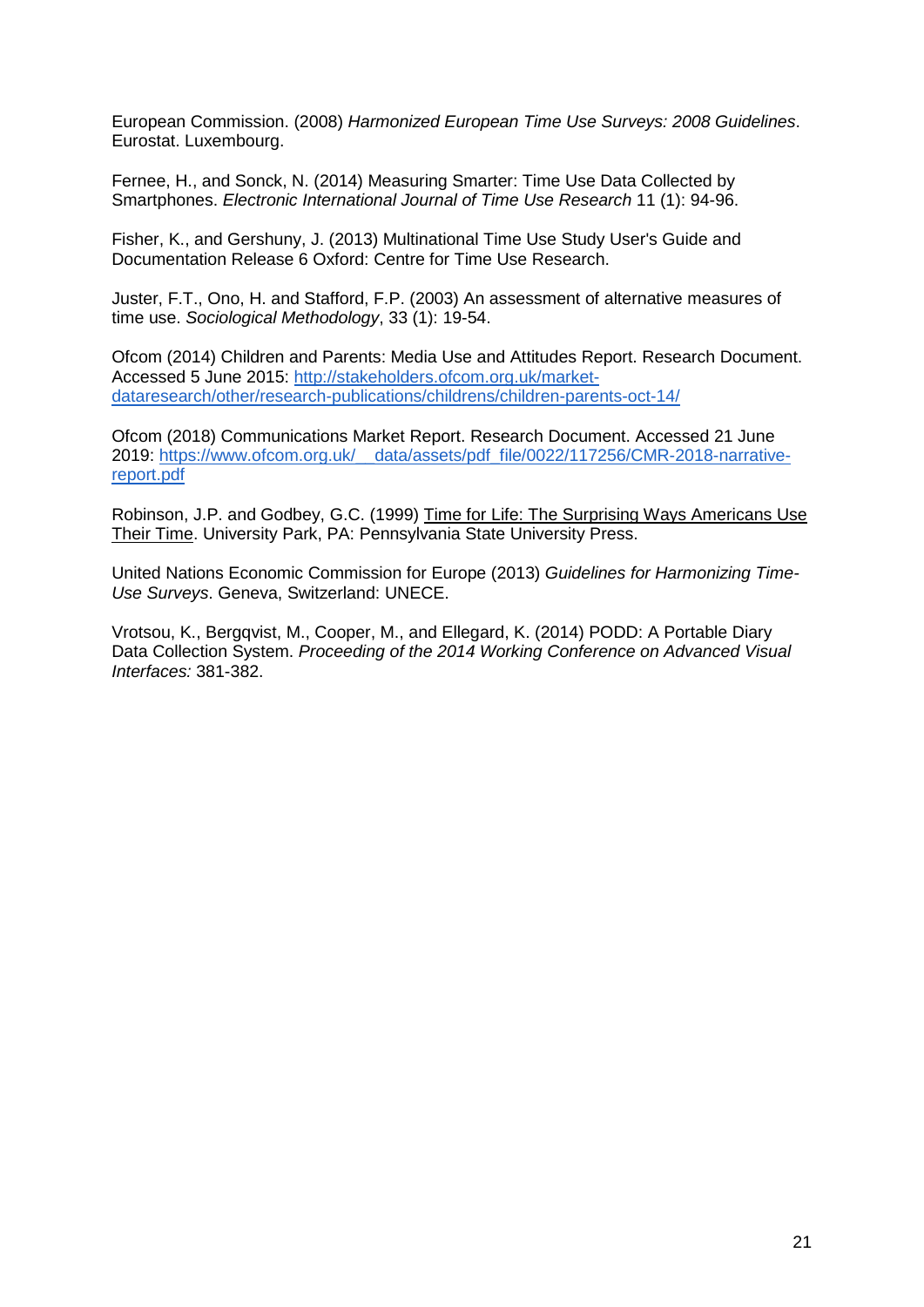European Commission. (2008) *Harmonized European Time Use Surveys: 2008 Guidelines*. Eurostat. Luxembourg.

Fernee, H., and Sonck, N. (2014) Measuring Smarter: Time Use Data Collected by Smartphones. *Electronic International Journal of Time Use Research* 11 (1): 94-96.

Fisher, K., and Gershuny, J. (2013) Multinational Time Use Study User's Guide and Documentation Release 6 Oxford: Centre for Time Use Research.

Juster, F.T., Ono, H. and Stafford, F.P. (2003) An assessment of alternative measures of time use. *Sociological Methodology*, 33 (1): 19-54.

Ofcom (2014) Children and Parents: Media Use and Attitudes Report. Research Document. Accessed 5 June 2015: [http://stakeholders.ofcom.org.uk/market-dataresearch/other/research-publications/childrens/children-parents-oct-14/](http://stakeholders.ofcom.org.uk/market-dataresearch/other/research-publications/childrens/children-parents-oct-14/)

Ofcom (2018) Communications Market Report. Research Document. Accessed 21 June 2019: [https://www.ofcom.org.uk/__data/assets/pdf_file/0022/117256/CMR-2018-narrative-report.pdf](https://www.ofcom.org.uk/__data/assets/pdf_file/0022/117256/CMR-2018-narrative-report.pdf)

Robinson, J.P. and Godbey, G.C. (1999) Time for Life: The Surprising Ways Americans Use Their Time. University Park, PA: Pennsylvania State University Press.

United Nations Economic Commission for Europe (2013) *Guidelines for Harmonizing Time-Use Surveys*. Geneva, Switzerland: UNECE.

Vrotsou, K., Bergqvist, M., Cooper, M., and Ellegard, K. (2014) PODD: A Portable Diary Data Collection System. *Proceeding of the 2014 Working Conference on Advanced Visual Interfaces:* 381-382.